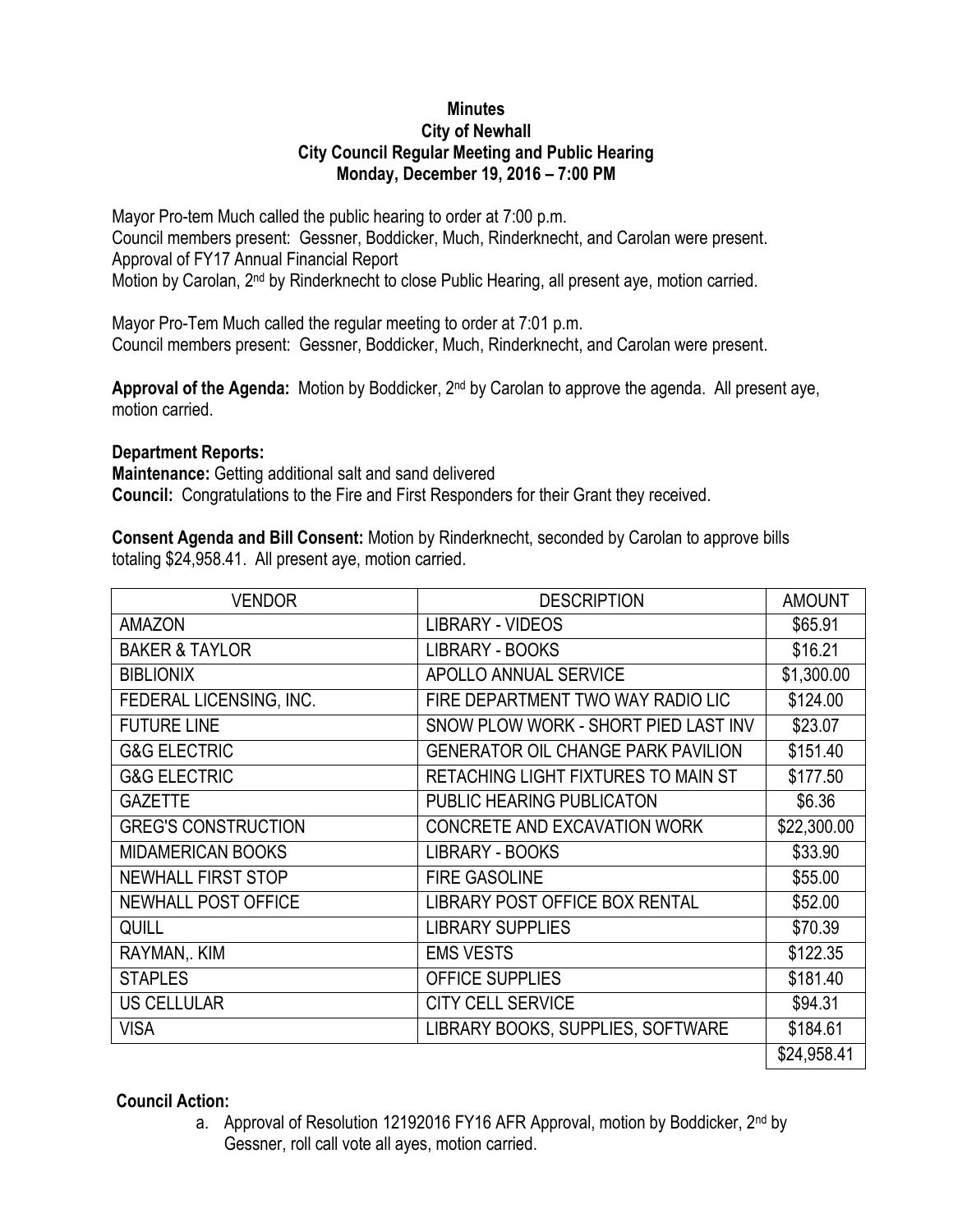**Minutes**
**City of Newhall**
**City Council Regular Meeting and Public Hearing**
**Monday, December 19, 2016 – 7:00 PM**

Mayor Pro-tem Much called the public hearing to order at 7:00 p.m.
Council members present: Gessner, Boddicker, Much, Rinderknecht, and Carolan were present.
Approval of FY17 Annual Financial Report
Motion by Carolan, 2nd by Rinderknecht to close Public Hearing, all present aye, motion carried.

Mayor Pro-Tem Much called the regular meeting to order at 7:01 p.m.
Council members present: Gessner, Boddicker, Much, Rinderknecht, and Carolan were present.

**Approval of the Agenda:** Motion by Boddicker, 2nd by Carolan to approve the agenda. All present aye, motion carried.

**Department Reports:**
**Maintenance:** Getting additional salt and sand delivered
**Council:** Congratulations to the Fire and First Responders for their Grant they received.

**Consent Agenda and Bill Consent:** Motion by Rinderknecht, seconded by Carolan to approve bills totaling $24,958.41. All present aye, motion carried.

| VENDOR | DESCRIPTION | AMOUNT |
|---|---|---|
| AMAZON | LIBRARY - VIDEOS | $65.91 |
| BAKER & TAYLOR | LIBRARY - BOOKS | $16.21 |
| BIBLIONIX | APOLLO ANNUAL SERVICE | $1,300.00 |
| FEDERAL LICENSING, INC. | FIRE DEPARTMENT TWO WAY RADIO LIC | $124.00 |
| FUTURE LINE | SNOW PLOW WORK - SHORT PIED LAST INV | $23.07 |
| G&G ELECTRIC | GENERATOR OIL CHANGE PARK PAVILION | $151.40 |
| G&G ELECTRIC | RETACHING LIGHT FIXTURES TO MAIN ST | $177.50 |
| GAZETTE | PUBLIC HEARING PUBLICATON | $6.36 |
| GREG'S CONSTRUCTION | CONCRETE AND EXCAVATION WORK | $22,300.00 |
| MIDAMERICAN BOOKS | LIBRARY - BOOKS | $33.90 |
| NEWHALL FIRST STOP | FIRE GASOLINE | $55.00 |
| NEWHALL POST OFFICE | LIBRARY POST OFFICE BOX RENTAL | $52.00 |
| QUILL | LIBRARY SUPPLIES | $70.39 |
| RAYMAN,. KIM | EMS VESTS | $122.35 |
| STAPLES | OFFICE SUPPLIES | $181.40 |
| US CELLULAR | CITY CELL SERVICE | $94.31 |
| VISA | LIBRARY BOOKS, SUPPLIES, SOFTWARE | $184.61 |
| | | $24,958.41 |

**Council Action:**

a. Approval of Resolution 12192016 FY16 AFR Approval, motion by Boddicker, 2nd by Gessner, roll call vote all ayes, motion carried.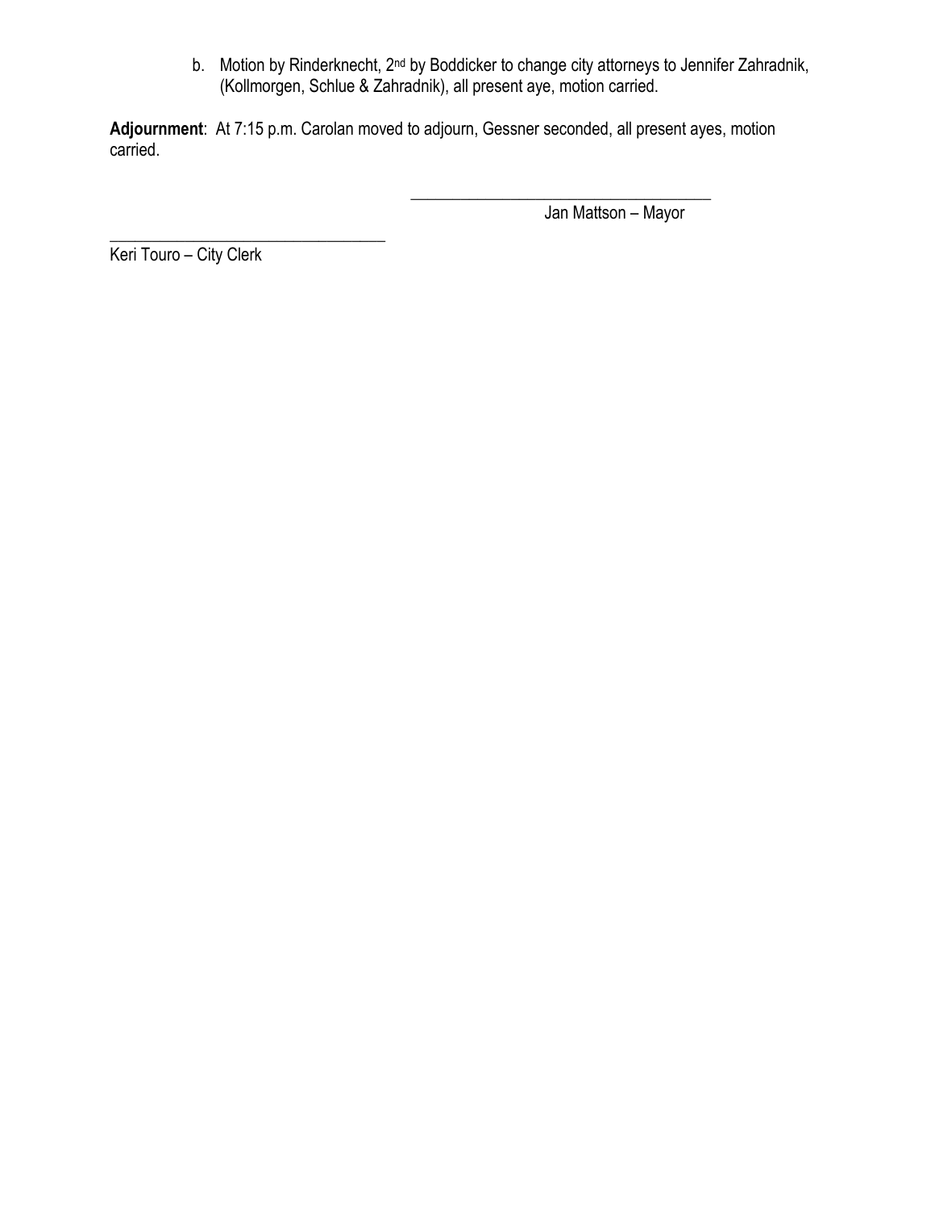b. Motion by Rinderknecht, 2nd by Boddicker to change city attorneys to Jennifer Zahradnik, (Kollmorgen, Schlue & Zahradnik), all present aye, motion carried.

**Adjournment**: At 7:15 p.m. Carolan moved to adjourn, Gessner seconded, all present ayes, motion carried.

\_\_\_\_\_\_\_\_\_\_\_\_\_\_\_\_\_\_\_\_\_\_\_\_\_\_\_\_\_\_\_\_\_\_\_\_\_

Jan Mattson – Mayor

\_\_\_\_\_\_\_\_\_\_\_\_\_\_\_\_\_\_\_\_\_\_\_\_\_\_\_\_\_\_\_\_\_\_

Keri Touro – City Clerk